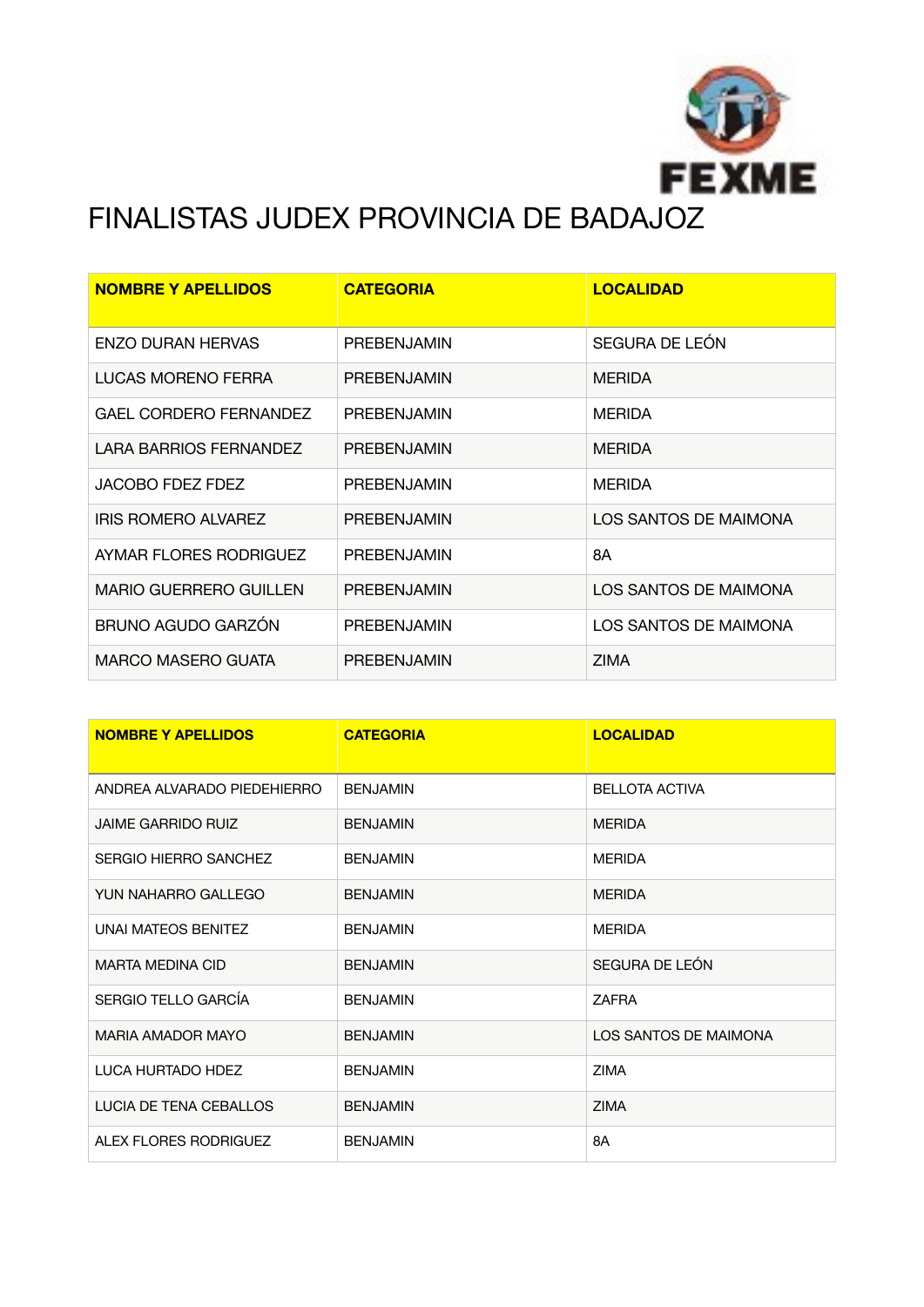# FINALISTAS JUDEX PROVINCIA DE BADAJOZ

| NOMBRE Y APELLIDOS | CATEGORIA | LOCALIDAD |
|---|---|---|
| ENZO DURAN HERVAS | PREBENJAMIN | SEGURA DE LEÓN |
| LUCAS MORENO FERRA | PREBENJAMIN | MERIDA |
| GAEL CORDERO FERNANDEZ | PREBENJAMIN | MERIDA |
| LARA BARRIOS FERNANDEZ | PREBENJAMIN | MERIDA |
| JACOBO FDEZ FDEZ | PREBENJAMIN | MERIDA |
| IRIS ROMERO ALVAREZ | PREBENJAMIN | LOS SANTOS DE MAIMONA |
| AYMAR FLORES RODRIGUEZ | PREBENJAMIN | 8A |
| MARIO GUERRERO GUILLEN | PREBENJAMIN | LOS SANTOS DE MAIMONA |
| BRUNO AGUDO GARZÓN | PREBENJAMIN | LOS SANTOS DE MAIMONA |
| MARCO MASERO GUATA | PREBENJAMIN | ZIMA |

| NOMBRE Y APELLIDOS | CATEGORIA | LOCALIDAD |
|---|---|---|
| ANDREA ALVARADO PIEDEHIERRO | BENJAMIN | BELLOTA ACTIVA |
| JAIME GARRIDO RUIZ | BENJAMIN | MERIDA |
| SERGIO HIERRO SANCHEZ | BENJAMIN | MERIDA |
| YUN NAHARRO GALLEGO | BENJAMIN | MERIDA |
| UNAI MATEOS BENITEZ | BENJAMIN | MERIDA |
| MARTA MEDINA CID | BENJAMIN | SEGURA DE LEÓN |
| SERGIO TELLO GARCÍA | BENJAMIN | ZAFRA |
| MARIA AMADOR MAYO | BENJAMIN | LOS SANTOS DE MAIMONA |
| LUCA HURTADO HDEZ | BENJAMIN | ZIMA |
| LUCIA DE TENA CEBALLOS | BENJAMIN | ZIMA |
| ALEX FLORES RODRIGUEZ | BENJAMIN | 8A |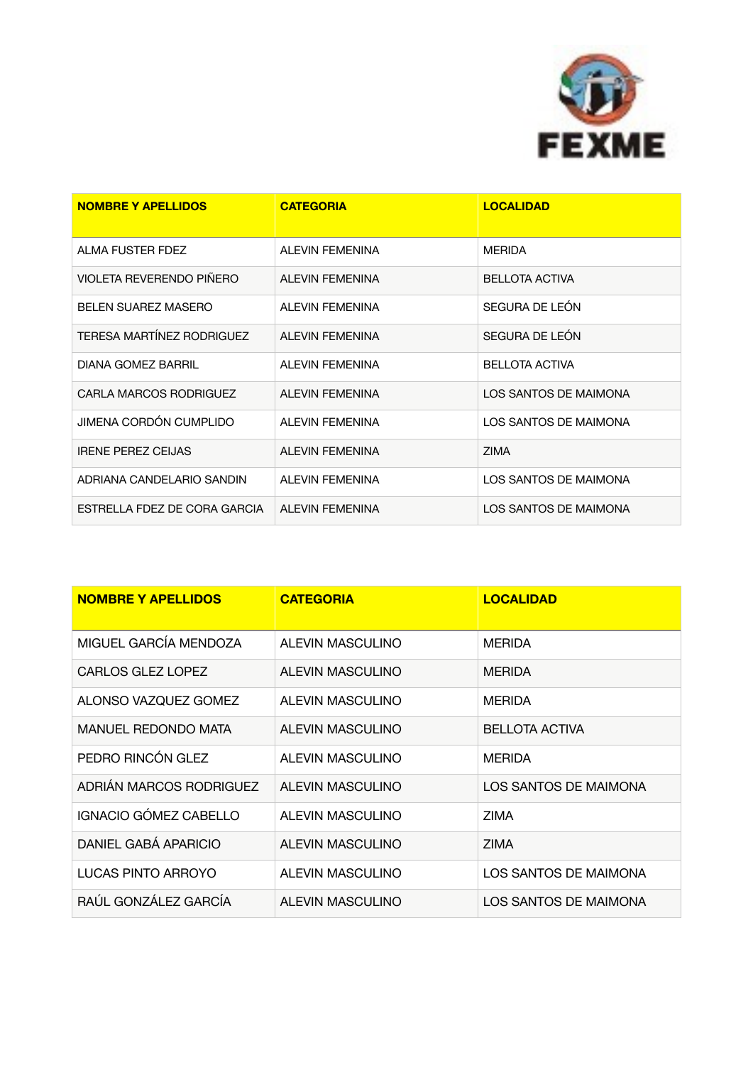FEXME

| NOMBRE Y APELLIDOS | CATEGORIA | LOCALIDAD |
|---|---|---|
| ALMA FUSTER FDEZ | ALEVIN FEMENINA | MERIDA |
| VIOLETA REVERENDO PIÑERO | ALEVIN FEMENINA | BELLOTA ACTIVA |
| BELEN SUAREZ MASERO | ALEVIN FEMENINA | SEGURA DE LEÓN |
| TERESA MARTÍNEZ RODRIGUEZ | ALEVIN FEMENINA | SEGURA DE LEÓN |
| DIANA GOMEZ BARRIL | ALEVIN FEMENINA | BELLOTA ACTIVA |
| CARLA MARCOS RODRIGUEZ | ALEVIN FEMENINA | LOS SANTOS DE MAIMONA |
| JIMENA CORDÓN CUMPLIDO | ALEVIN FEMENINA | LOS SANTOS DE MAIMONA |
| IRENE PEREZ CEIJAS | ALEVIN FEMENINA | ZIMA |
| ADRIANA CANDELARIO SANDIN | ALEVIN FEMENINA | LOS SANTOS DE MAIMONA |
| ESTRELLA FDEZ DE CORA GARCIA | ALEVIN FEMENINA | LOS SANTOS DE MAIMONA |

| NOMBRE Y APELLIDOS | CATEGORIA | LOCALIDAD |
|---|---|---|
| MIGUEL GARCÍA MENDOZA | ALEVIN MASCULINO | MERIDA |
| CARLOS GLEZ LOPEZ | ALEVIN MASCULINO | MERIDA |
| ALONSO VAZQUEZ GOMEZ | ALEVIN MASCULINO | MERIDA |
| MANUEL REDONDO MATA | ALEVIN MASCULINO | BELLOTA ACTIVA |
| PEDRO RINCÓN GLEZ | ALEVIN MASCULINO | MERIDA |
| ADRIÁN MARCOS RODRIGUEZ | ALEVIN MASCULINO | LOS SANTOS DE MAIMONA |
| IGNACIO GÓMEZ CABELLO | ALEVIN MASCULINO | ZIMA |
| DANIEL GABÁ APARICIO | ALEVIN MASCULINO | ZIMA |
| LUCAS PINTO ARROYO | ALEVIN MASCULINO | LOS SANTOS DE MAIMONA |
| RAÚL GONZÁLEZ GARCÍA | ALEVIN MASCULINO | LOS SANTOS DE MAIMONA |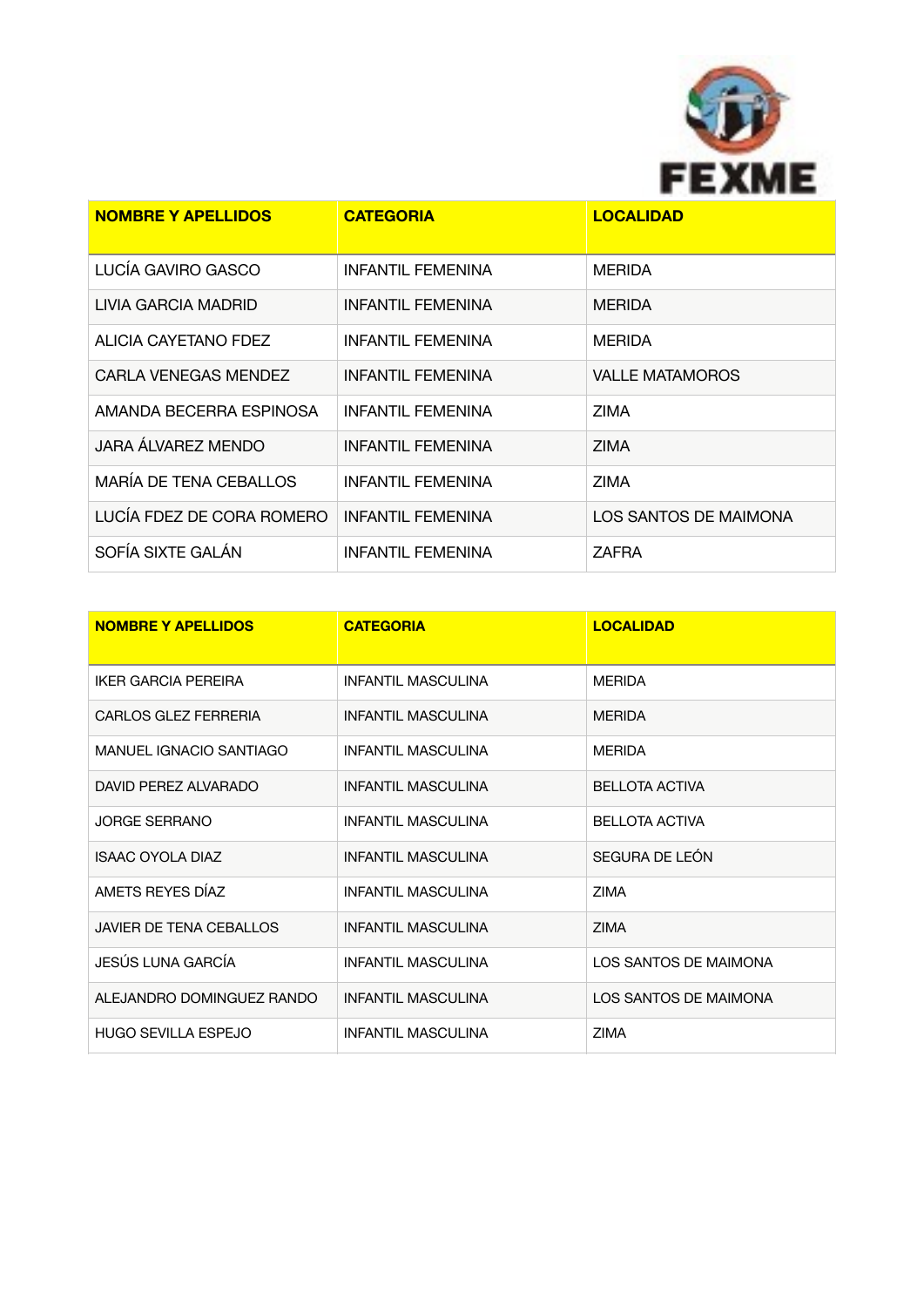| NOMBRE Y APELLIDOS | CATEGORIA | LOCALIDAD |
|---|---|---|
| LUCÍA GAVIRO GASCO | INFANTIL FEMENINA | MERIDA |
| LIVIA GARCIA MADRID | INFANTIL FEMENINA | MERIDA |
| ALICIA CAYETANO FDEZ | INFANTIL FEMENINA | MERIDA |
| CARLA VENEGAS MENDEZ | INFANTIL FEMENINA | VALLE MATAMOROS |
| AMANDA BECERRA ESPINOSA | INFANTIL FEMENINA | ZIMA |
| JARA ÁLVAREZ MENDO | INFANTIL FEMENINA | ZIMA |
| MARÍA DE TENA CEBALLOS | INFANTIL FEMENINA | ZIMA |
| LUCÍA FDEZ DE CORA ROMERO | INFANTIL FEMENINA | LOS SANTOS DE MAIMONA |
| SOFÍA SIXTE GALÁN | INFANTIL FEMENINA | ZAFRA |

| NOMBRE Y APELLIDOS | CATEGORIA | LOCALIDAD |
|---|---|---|
| IKER GARCIA PEREIRA | INFANTIL MASCULINA | MERIDA |
| CARLOS GLEZ FERRERIA | INFANTIL MASCULINA | MERIDA |
| MANUEL IGNACIO SANTIAGO | INFANTIL MASCULINA | MERIDA |
| DAVID PEREZ ALVARADO | INFANTIL MASCULINA | BELLOTA ACTIVA |
| JORGE SERRANO | INFANTIL MASCULINA | BELLOTA ACTIVA |
| ISAAC OYOLA DIAZ | INFANTIL MASCULINA | SEGURA DE LEÓN |
| AMETS REYES DÍAZ | INFANTIL MASCULINA | ZIMA |
| JAVIER DE TENA CEBALLOS | INFANTIL MASCULINA | ZIMA |
| JESÚS LUNA GARCÍA | INFANTIL MASCULINA | LOS SANTOS DE MAIMONA |
| ALEJANDRO DOMINGUEZ RANDO | INFANTIL MASCULINA | LOS SANTOS DE MAIMONA |
| HUGO SEVILLA ESPEJO | INFANTIL MASCULINA | ZIMA |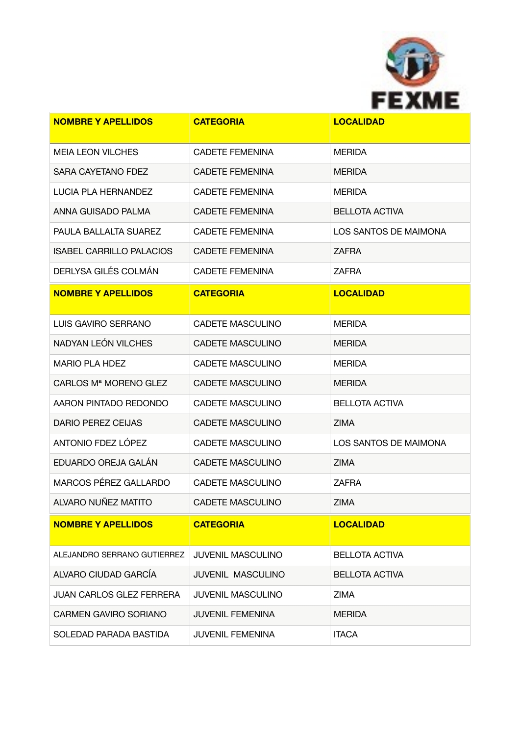FEXME

| **NOMBRE Y APELLIDOS** | **CATEGORIA** | **LOCALIDAD** |
|---|---|---|
| MEIA LEON VILCHES | CADETE FEMENINA | MERIDA |
| SARA CAYETANO FDEZ | CADETE FEMENINA | MERIDA |
| LUCIA PLA HERNANDEZ | CADETE FEMENINA | MERIDA |
| ANNA GUISADO PALMA | CADETE FEMENINA | BELLOTA ACTIVA |
| PAULA BALLALTA SUAREZ | CADETE FEMENINA | LOS SANTOS DE MAIMONA |
| ISABEL CARRILLO PALACIOS | CADETE FEMENINA | ZAFRA |
| DERLYSA GILÉS COLMÁN | CADETE FEMENINA | ZAFRA |

| **NOMBRE Y APELLIDOS** | **CATEGORIA** | **LOCALIDAD** |
|---|---|---|
| LUIS GAVIRO SERRANO | CADETE MASCULINO | MERIDA |
| NADYAN LEÓN VILCHES | CADETE MASCULINO | MERIDA |
| MARIO PLA HDEZ | CADETE MASCULINO | MERIDA |
| CARLOS Mª MORENO GLEZ | CADETE MASCULINO | MERIDA |
| AARON PINTADO REDONDO | CADETE MASCULINO | BELLOTA ACTIVA |
| DARIO PEREZ CEIJAS | CADETE MASCULINO | ZIMA |
| ANTONIO FDEZ LÓPEZ | CADETE MASCULINO | LOS SANTOS DE MAIMONA |
| EDUARDO OREJA GALÁN | CADETE MASCULINO | ZIMA |
| MARCOS PÉREZ GALLARDO | CADETE MASCULINO | ZAFRA |
| ALVARO NUÑEZ MATITO | CADETE MASCULINO | ZIMA |

| **NOMBRE Y APELLIDOS** | **CATEGORIA** | **LOCALIDAD** |
|---|---|---|
| ALEJANDRO SERRANO GUTIERREZ | JUVENIL MASCULINO | BELLOTA ACTIVA |
| ALVARO CIUDAD GARCÍA | JUVENIL MASCULINO | BELLOTA ACTIVA |
| JUAN CARLOS GLEZ FERRERA | JUVENIL MASCULINO | ZIMA |
| CARMEN GAVIRO SORIANO | JUVENIL FEMENINA | MERIDA |
| SOLEDAD PARADA BASTIDA | JUVENIL FEMENINA | ITACA |